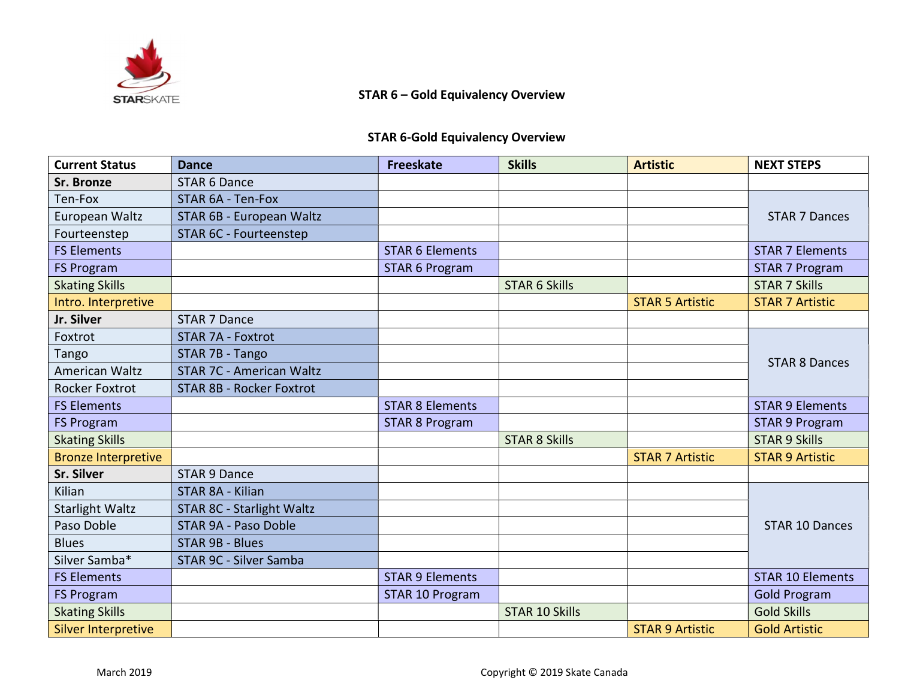STARSKATE

# STAR 6 – Gold Equivalency Overview

## STAR 6-Gold Equivalency Overview

| Current Status | Dance | Freeskate | Skills | Artistic | NEXT STEPS |
|---|---|---|---|---|---|
| **Sr. Bronze** | STAR 6 Dance | | | | |
| Ten-Fox | STAR 6A - Ten-Fox | | | | STAR 7 Dances |
| European Waltz | STAR 6B - European Waltz | | | | |
| Fourteenstep | STAR 6C - Fourteenstep | | | | |
| FS Elements | | STAR 6 Elements | | | STAR 7 Elements |
| FS Program | | STAR 6 Program | | | STAR 7 Program |
| Skating Skills | | | STAR 6 Skills | | STAR 7 Skills |
| Intro. Interpretive | | | | STAR 5 Artistic | STAR 7 Artistic |
| **Jr. Silver** | STAR 7 Dance | | | | |
| Foxtrot | STAR 7A - Foxtrot | | | | STAR 8 Dances |
| Tango | STAR 7B - Tango | | | | |
| American Waltz | STAR 7C - American Waltz | | | | |
| Rocker Foxtrot | STAR 8B - Rocker Foxtrot | | | | |
| FS Elements | | STAR 8 Elements | | | STAR 9 Elements |
| FS Program | | STAR 8 Program | | | STAR 9 Program |
| Skating Skills | | | STAR 8 Skills | | STAR 9 Skills |
| Bronze Interpretive | | | | STAR 7 Artistic | STAR 9 Artistic |
| **Sr. Silver** | STAR 9 Dance | | | | |
| Kilian | STAR 8A - Kilian | | | | STAR 10 Dances |
| Starlight Waltz | STAR 8C - Starlight Waltz | | | | |
| Paso Doble | STAR 9A - Paso Doble | | | | |
| Blues | STAR 9B - Blues | | | | |
| Silver Samba* | STAR 9C - Silver Samba | | | | |
| FS Elements | | STAR 9 Elements | | | STAR 10 Elements |
| FS Program | | STAR 10 Program | | | Gold Program |
| Skating Skills | | | STAR 10 Skills | | Gold Skills |
| Silver Interpretive | | | | STAR 9 Artistic | Gold Artistic |

March 2019

Copyright © 2019 Skate Canada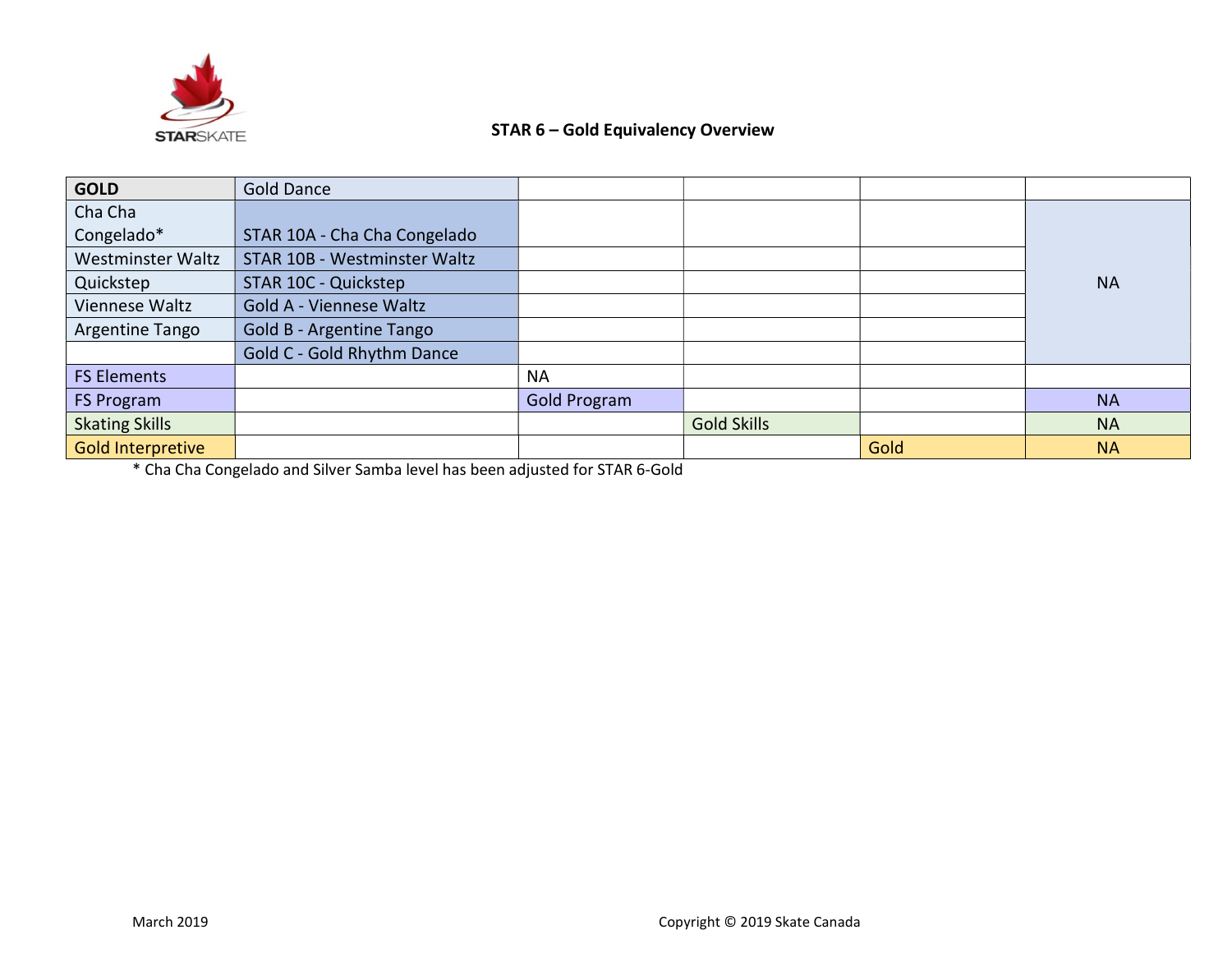STARSKATE

## STAR 6 – Gold Equivalency Overview

| GOLD | Gold Dance | | | | |
|---|---|---|---|---|---|
| Cha Cha Congelado* | STAR 10A - Cha Cha Congelado | | | | NA |
| Westminster Waltz | STAR 10B - Westminster Waltz | | | | |
| Quickstep | STAR 10C - Quickstep | | | | |
| Viennese Waltz | Gold A - Viennese Waltz | | | | |
| Argentine Tango | Gold B - Argentine Tango | | | | |
| | Gold C - Gold Rhythm Dance | | | | |
| FS Elements | | NA | | | |
| FS Program | | Gold Program | | | NA |
| Skating Skills | | | Gold Skills | | NA |
| Gold Interpretive | | | | Gold | NA |

* Cha Cha Congelado and Silver Samba level has been adjusted for STAR 6-Gold

March 2019

Copyright © 2019 Skate Canada